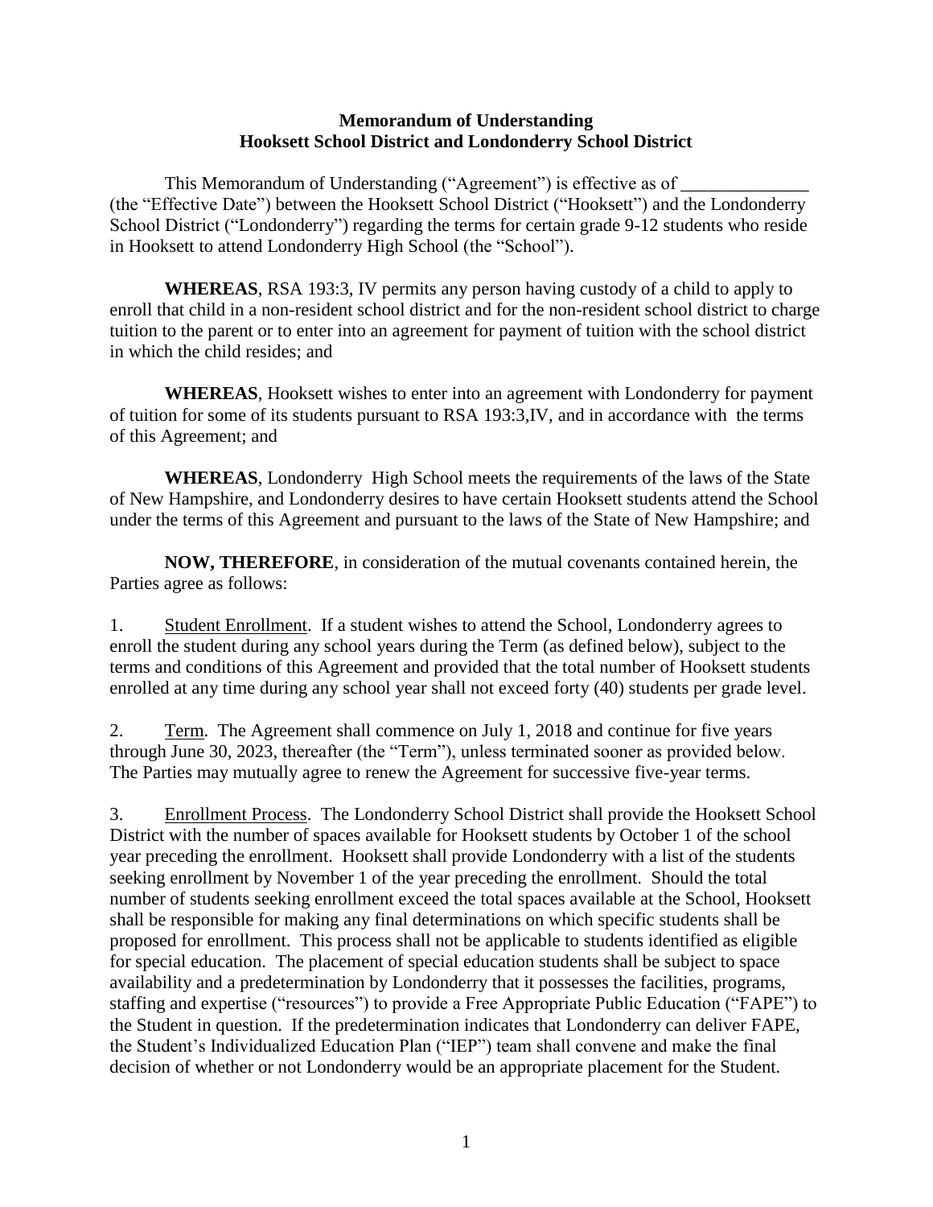**Memorandum of Understanding**
**Hooksett School District and Londonderry School District**

This Memorandum of Understanding ("Agreement") is effective as of ______________ (the "Effective Date") between the Hooksett School District ("Hooksett") and the Londonderry School District ("Londonderry") regarding the terms for certain grade 9-12 students who reside in Hooksett to attend Londonderry High School (the "School").

**WHEREAS**, RSA 193:3, IV permits any person having custody of a child to apply to enroll that child in a non-resident school district and for the non-resident school district to charge tuition to the parent or to enter into an agreement for payment of tuition with the school district in which the child resides; and

**WHEREAS**, Hooksett wishes to enter into an agreement with Londonderry for payment of tuition for some of its students pursuant to RSA 193:3,IV, and in accordance with the terms of this Agreement; and

**WHEREAS**, Londonderry High School meets the requirements of the laws of the State of New Hampshire, and Londonderry desires to have certain Hooksett students attend the School under the terms of this Agreement and pursuant to the laws of the State of New Hampshire; and

**NOW, THEREFORE**, in consideration of the mutual covenants contained herein, the Parties agree as follows:

1. Student Enrollment. If a student wishes to attend the School, Londonderry agrees to enroll the student during any school years during the Term (as defined below), subject to the terms and conditions of this Agreement and provided that the total number of Hooksett students enrolled at any time during any school year shall not exceed forty (40) students per grade level.

2. Term. The Agreement shall commence on July 1, 2018 and continue for five years through June 30, 2023, thereafter (the "Term"), unless terminated sooner as provided below. The Parties may mutually agree to renew the Agreement for successive five-year terms.

3. Enrollment Process. The Londonderry School District shall provide the Hooksett School District with the number of spaces available for Hooksett students by October 1 of the school year preceding the enrollment. Hooksett shall provide Londonderry with a list of the students seeking enrollment by November 1 of the year preceding the enrollment. Should the total number of students seeking enrollment exceed the total spaces available at the School, Hooksett shall be responsible for making any final determinations on which specific students shall be proposed for enrollment. This process shall not be applicable to students identified as eligible for special education. The placement of special education students shall be subject to space availability and a predetermination by Londonderry that it possesses the facilities, programs, staffing and expertise ("resources") to provide a Free Appropriate Public Education ("FAPE") to the Student in question. If the predetermination indicates that Londonderry can deliver FAPE, the Student's Individualized Education Plan ("IEP") team shall convene and make the final decision of whether or not Londonderry would be an appropriate placement for the Student.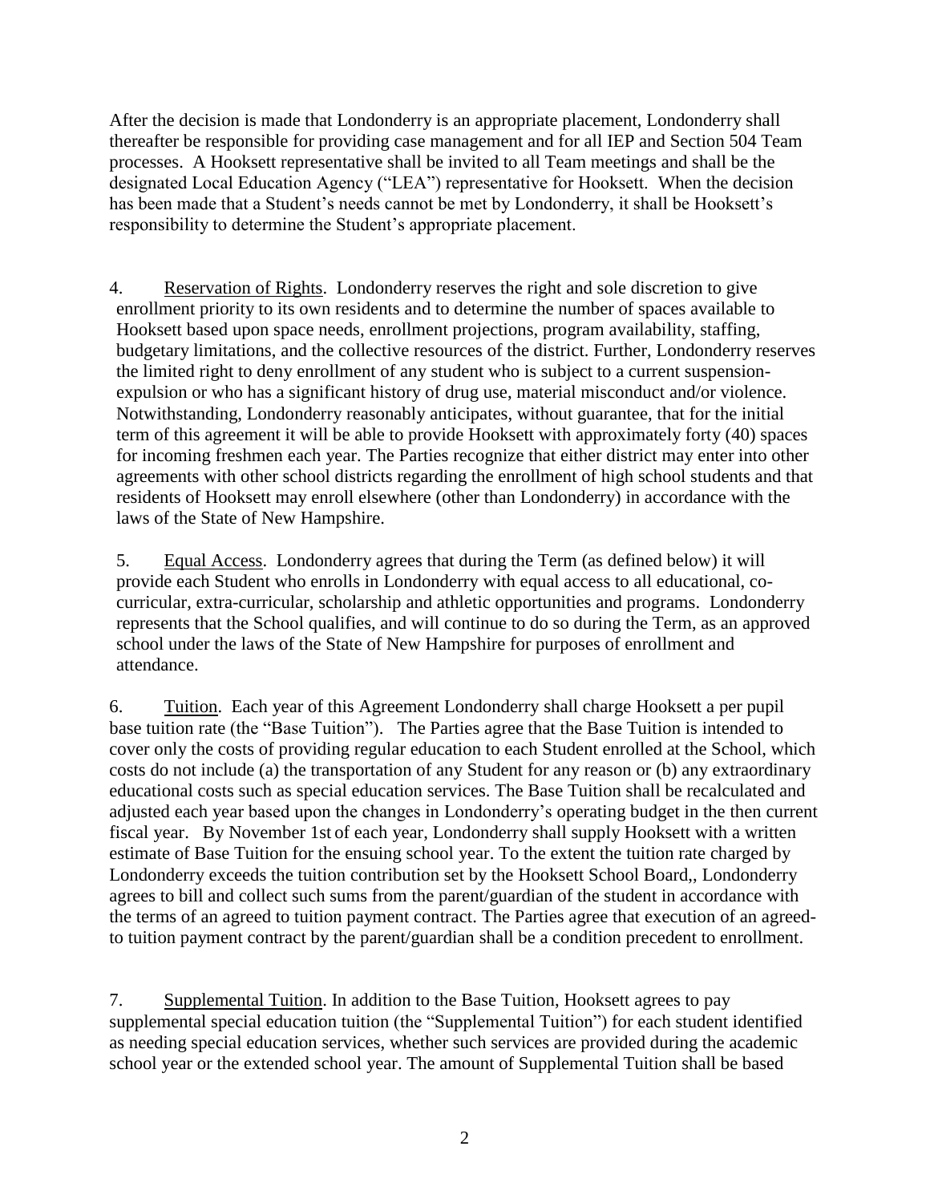After the decision is made that Londonderry is an appropriate placement, Londonderry shall thereafter be responsible for providing case management and for all IEP and Section 504 Team processes. A Hooksett representative shall be invited to all Team meetings and shall be the designated Local Education Agency ("LEA") representative for Hooksett. When the decision has been made that a Student's needs cannot be met by Londonderry, it shall be Hooksett's responsibility to determine the Student's appropriate placement.

4. Reservation of Rights. Londonderry reserves the right and sole discretion to give enrollment priority to its own residents and to determine the number of spaces available to Hooksett based upon space needs, enrollment projections, program availability, staffing, budgetary limitations, and the collective resources of the district. Further, Londonderry reserves the limited right to deny enrollment of any student who is subject to a current suspension-expulsion or who has a significant history of drug use, material misconduct and/or violence. Notwithstanding, Londonderry reasonably anticipates, without guarantee, that for the initial term of this agreement it will be able to provide Hooksett with approximately forty (40) spaces for incoming freshmen each year. The Parties recognize that either district may enter into other agreements with other school districts regarding the enrollment of high school students and that residents of Hooksett may enroll elsewhere (other than Londonderry) in accordance with the laws of the State of New Hampshire.

5. Equal Access. Londonderry agrees that during the Term (as defined below) it will provide each Student who enrolls in Londonderry with equal access to all educational, co-curricular, extra-curricular, scholarship and athletic opportunities and programs. Londonderry represents that the School qualifies, and will continue to do so during the Term, as an approved school under the laws of the State of New Hampshire for purposes of enrollment and attendance.

6. Tuition. Each year of this Agreement Londonderry shall charge Hooksett a per pupil base tuition rate (the "Base Tuition"). The Parties agree that the Base Tuition is intended to cover only the costs of providing regular education to each Student enrolled at the School, which costs do not include (a) the transportation of any Student for any reason or (b) any extraordinary educational costs such as special education services. The Base Tuition shall be recalculated and adjusted each year based upon the changes in Londonderry's operating budget in the then current fiscal year. By November 1st of each year, Londonderry shall supply Hooksett with a written estimate of Base Tuition for the ensuing school year. To the extent the tuition rate charged by Londonderry exceeds the tuition contribution set by the Hooksett School Board,, Londonderry agrees to bill and collect such sums from the parent/guardian of the student in accordance with the terms of an agreed to tuition payment contract. The Parties agree that execution of an agreed-to tuition payment contract by the parent/guardian shall be a condition precedent to enrollment.

7. Supplemental Tuition. In addition to the Base Tuition, Hooksett agrees to pay supplemental special education tuition (the "Supplemental Tuition") for each student identified as needing special education services, whether such services are provided during the academic school year or the extended school year. The amount of Supplemental Tuition shall be based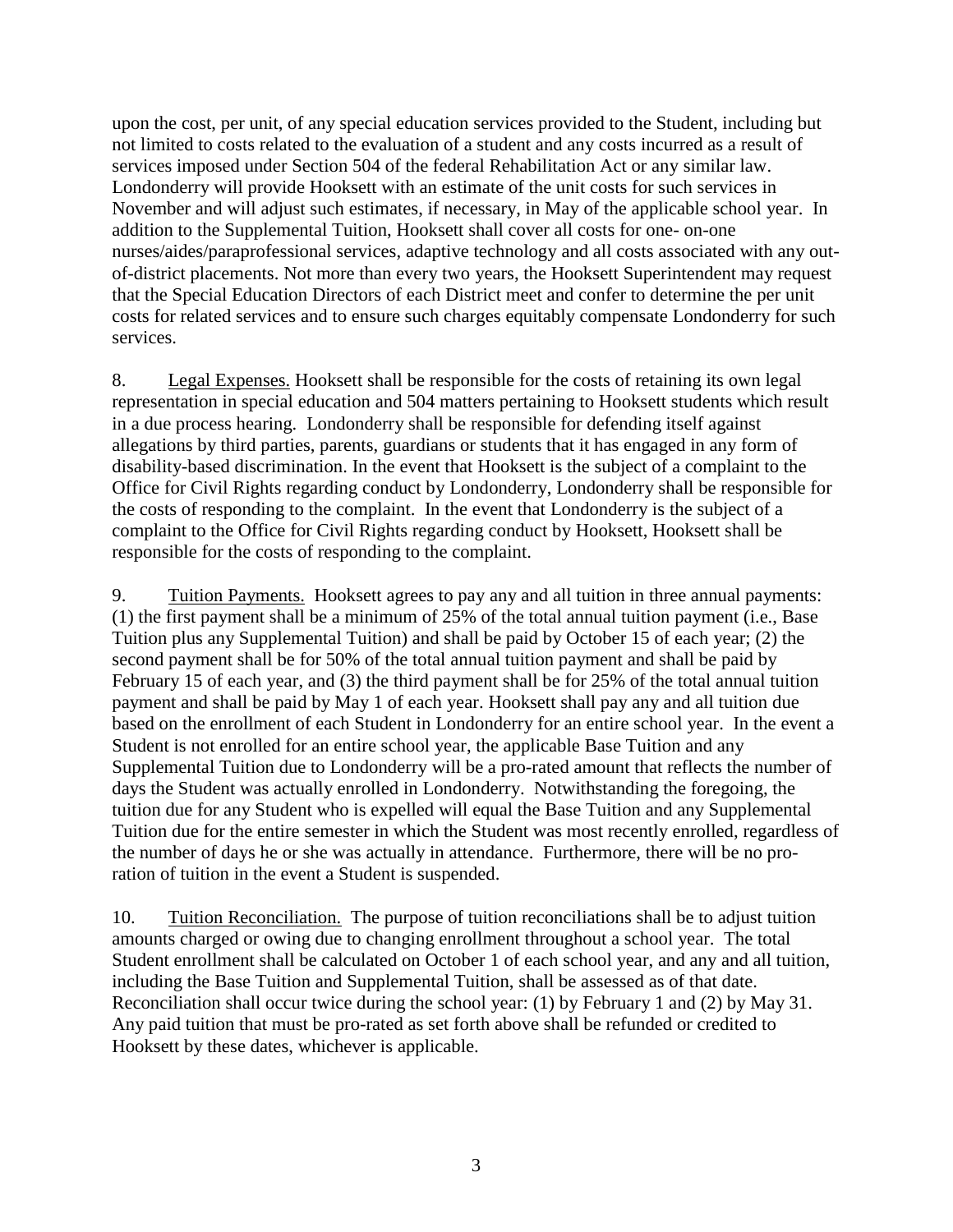upon the cost, per unit, of any special education services provided to the Student, including but not limited to costs related to the evaluation of a student and any costs incurred as a result of services imposed under Section 504 of the federal Rehabilitation Act or any similar law. Londonderry will provide Hooksett with an estimate of the unit costs for such services in November and will adjust such estimates, if necessary, in May of the applicable school year. In addition to the Supplemental Tuition, Hooksett shall cover all costs for one- on-one nurses/aides/paraprofessional services, adaptive technology and all costs associated with any out-of-district placements. Not more than every two years, the Hooksett Superintendent may request that the Special Education Directors of each District meet and confer to determine the per unit costs for related services and to ensure such charges equitably compensate Londonderry for such services.

8. Legal Expenses. Hooksett shall be responsible for the costs of retaining its own legal representation in special education and 504 matters pertaining to Hooksett students which result in a due process hearing. Londonderry shall be responsible for defending itself against allegations by third parties, parents, guardians or students that it has engaged in any form of disability-based discrimination. In the event that Hooksett is the subject of a complaint to the Office for Civil Rights regarding conduct by Londonderry, Londonderry shall be responsible for the costs of responding to the complaint. In the event that Londonderry is the subject of a complaint to the Office for Civil Rights regarding conduct by Hooksett, Hooksett shall be responsible for the costs of responding to the complaint.

9. Tuition Payments. Hooksett agrees to pay any and all tuition in three annual payments: (1) the first payment shall be a minimum of 25% of the total annual tuition payment (i.e., Base Tuition plus any Supplemental Tuition) and shall be paid by October 15 of each year; (2) the second payment shall be for 50% of the total annual tuition payment and shall be paid by February 15 of each year, and (3) the third payment shall be for 25% of the total annual tuition payment and shall be paid by May 1 of each year. Hooksett shall pay any and all tuition due based on the enrollment of each Student in Londonderry for an entire school year. In the event a Student is not enrolled for an entire school year, the applicable Base Tuition and any Supplemental Tuition due to Londonderry will be a pro-rated amount that reflects the number of days the Student was actually enrolled in Londonderry. Notwithstanding the foregoing, the tuition due for any Student who is expelled will equal the Base Tuition and any Supplemental Tuition due for the entire semester in which the Student was most recently enrolled, regardless of the number of days he or she was actually in attendance. Furthermore, there will be no pro-ration of tuition in the event a Student is suspended.

10. Tuition Reconciliation. The purpose of tuition reconciliations shall be to adjust tuition amounts charged or owing due to changing enrollment throughout a school year. The total Student enrollment shall be calculated on October 1 of each school year, and any and all tuition, including the Base Tuition and Supplemental Tuition, shall be assessed as of that date. Reconciliation shall occur twice during the school year: (1) by February 1 and (2) by May 31. Any paid tuition that must be pro-rated as set forth above shall be refunded or credited to Hooksett by these dates, whichever is applicable.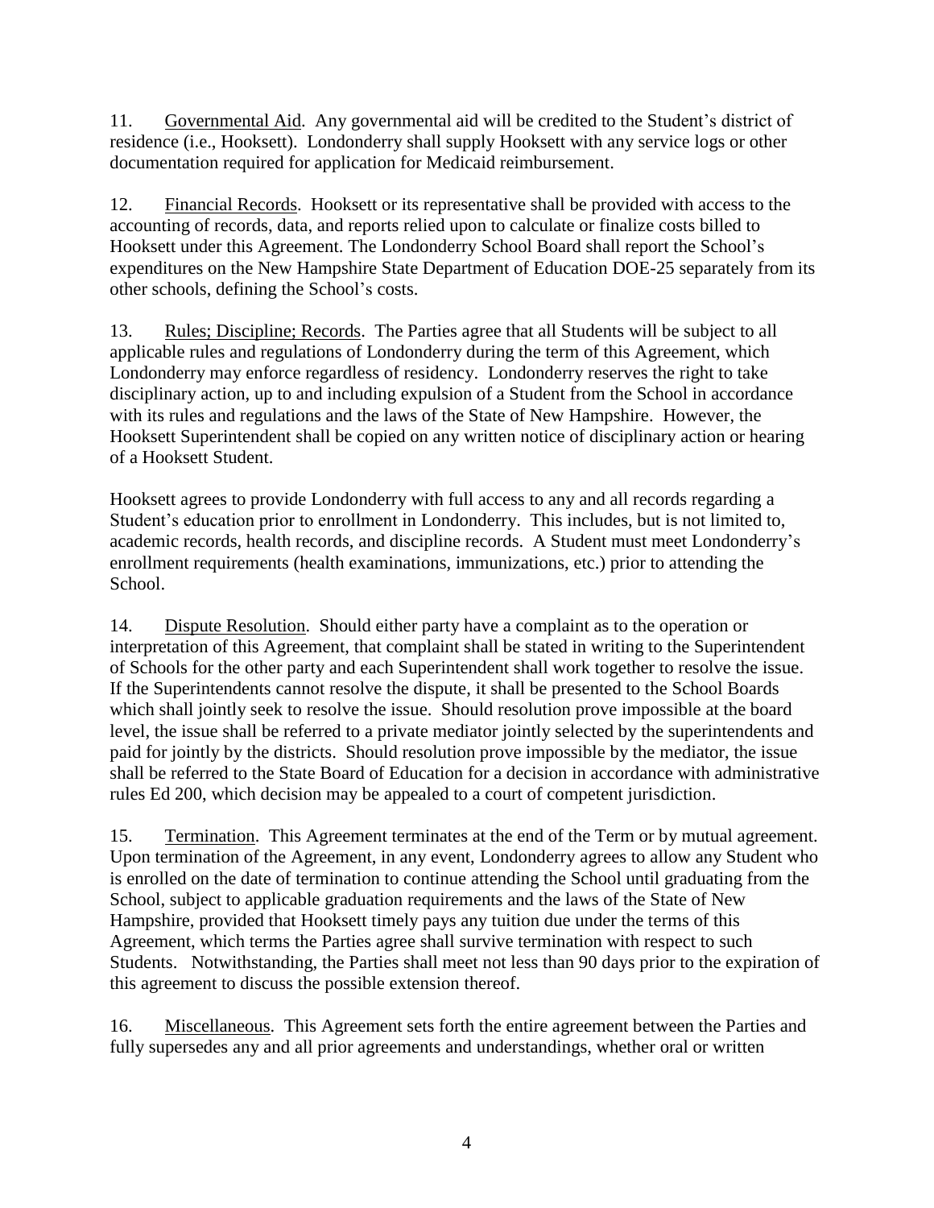11. <u>Governmental Aid</u>. Any governmental aid will be credited to the Student's district of residence (i.e., Hooksett). Londonderry shall supply Hooksett with any service logs or other documentation required for application for Medicaid reimbursement.

12. <u>Financial Records</u>. Hooksett or its representative shall be provided with access to the accounting of records, data, and reports relied upon to calculate or finalize costs billed to Hooksett under this Agreement. The Londonderry School Board shall report the School's expenditures on the New Hampshire State Department of Education DOE-25 separately from its other schools, defining the School's costs.

13. <u>Rules; Discipline; Records</u>. The Parties agree that all Students will be subject to all applicable rules and regulations of Londonderry during the term of this Agreement, which Londonderry may enforce regardless of residency. Londonderry reserves the right to take disciplinary action, up to and including expulsion of a Student from the School in accordance with its rules and regulations and the laws of the State of New Hampshire. However, the Hooksett Superintendent shall be copied on any written notice of disciplinary action or hearing of a Hooksett Student.

Hooksett agrees to provide Londonderry with full access to any and all records regarding a Student's education prior to enrollment in Londonderry. This includes, but is not limited to, academic records, health records, and discipline records. A Student must meet Londonderry's enrollment requirements (health examinations, immunizations, etc.) prior to attending the School.

14. <u>Dispute Resolution</u>. Should either party have a complaint as to the operation or interpretation of this Agreement, that complaint shall be stated in writing to the Superintendent of Schools for the other party and each Superintendent shall work together to resolve the issue. If the Superintendents cannot resolve the dispute, it shall be presented to the School Boards which shall jointly seek to resolve the issue. Should resolution prove impossible at the board level, the issue shall be referred to a private mediator jointly selected by the superintendents and paid for jointly by the districts. Should resolution prove impossible by the mediator, the issue shall be referred to the State Board of Education for a decision in accordance with administrative rules Ed 200, which decision may be appealed to a court of competent jurisdiction.

15. <u>Termination</u>. This Agreement terminates at the end of the Term or by mutual agreement. Upon termination of the Agreement, in any event, Londonderry agrees to allow any Student who is enrolled on the date of termination to continue attending the School until graduating from the School, subject to applicable graduation requirements and the laws of the State of New Hampshire, provided that Hooksett timely pays any tuition due under the terms of this Agreement, which terms the Parties agree shall survive termination with respect to such Students. Notwithstanding, the Parties shall meet not less than 90 days prior to the expiration of this agreement to discuss the possible extension thereof.

16. <u>Miscellaneous</u>. This Agreement sets forth the entire agreement between the Parties and fully supersedes any and all prior agreements and understandings, whether oral or written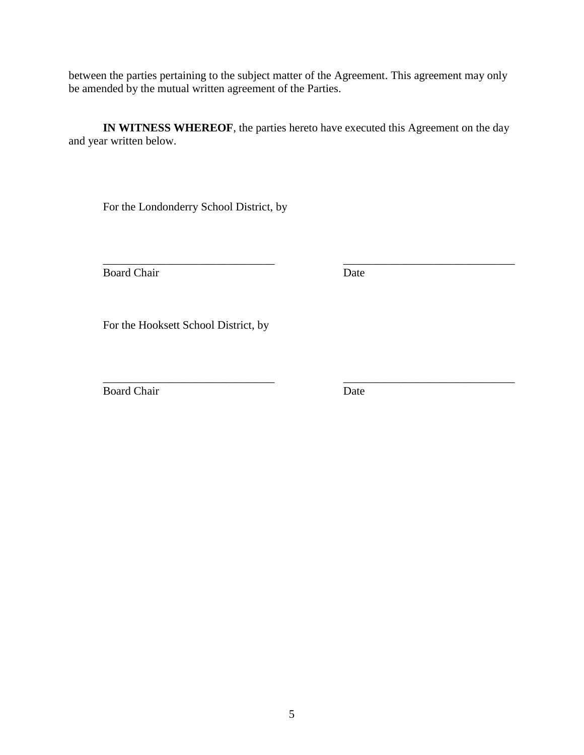between the parties pertaining to the subject matter of the Agreement. This agreement may only be amended by the mutual written agreement of the Parties.

**IN WITNESS WHEREOF**, the parties hereto have executed this Agreement on the day and year written below.

For the Londonderry School District, by

_______________________________ _______________________________

Board Chair Date

For the Hooksett School District, by

_______________________________ _______________________________

Board Chair Date